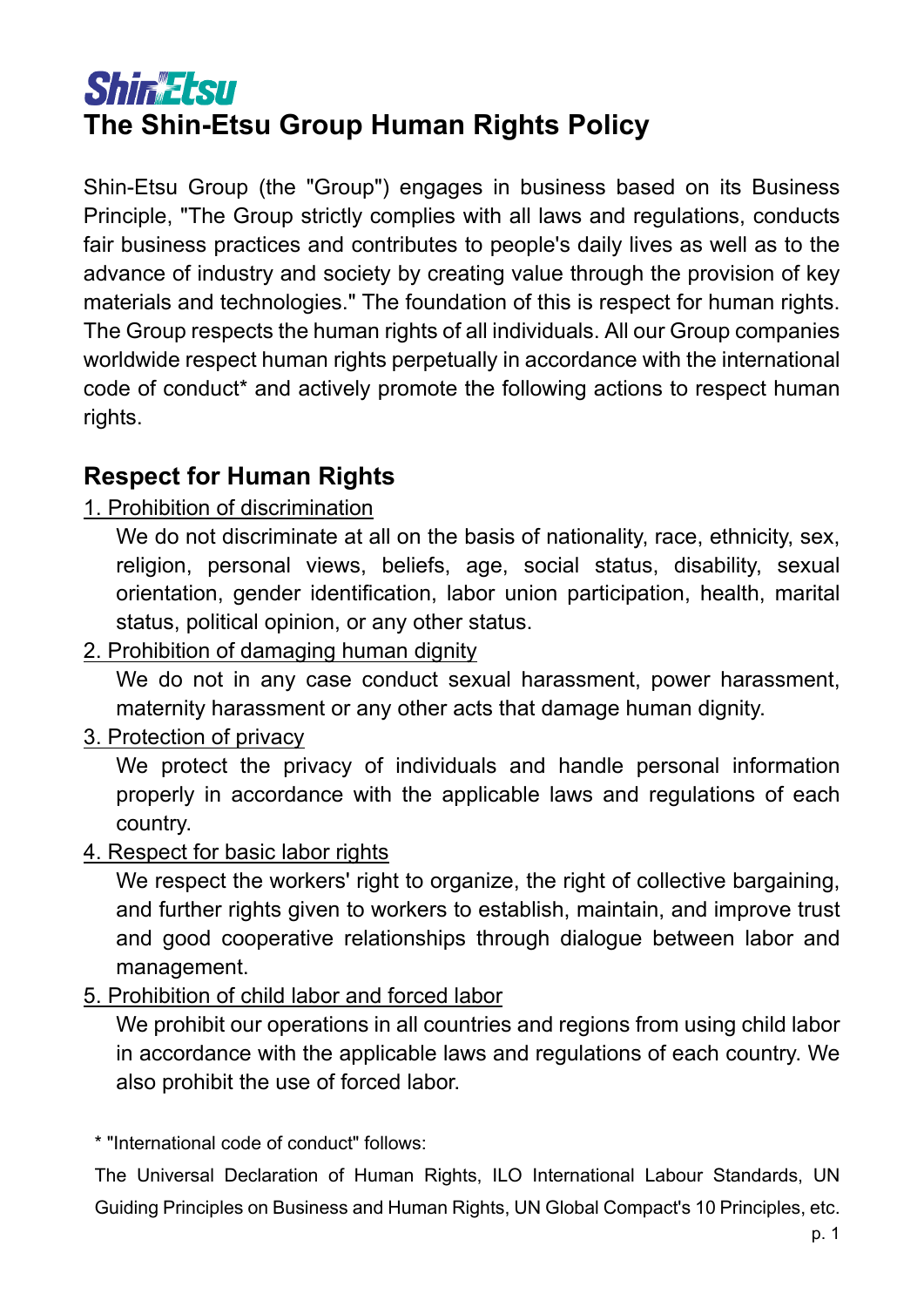Shin-Etsu

# The Shin-Etsu Group Human Rights Policy

Shin-Etsu Group (the "Group") engages in business based on its Business Principle, "The Group strictly complies with all laws and regulations, conducts fair business practices and contributes to people's daily lives as well as to the advance of industry and society by creating value through the provision of key materials and technologies." The foundation of this is respect for human rights. The Group respects the human rights of all individuals. All our Group companies worldwide respect human rights perpetually in accordance with the international code of conduct* and actively promote the following actions to respect human rights.

## Respect for Human Rights

1. Prohibition of discrimination

   We do not discriminate at all on the basis of nationality, race, ethnicity, sex, religion, personal views, beliefs, age, social status, disability, sexual orientation, gender identification, labor union participation, health, marital status, political opinion, or any other status.

2. Prohibition of damaging human dignity

   We do not in any case conduct sexual harassment, power harassment, maternity harassment or any other acts that damage human dignity.

3. Protection of privacy

   We protect the privacy of individuals and handle personal information properly in accordance with the applicable laws and regulations of each country.

4. Respect for basic labor rights

   We respect the workers' right to organize, the right of collective bargaining, and further rights given to workers to establish, maintain, and improve trust and good cooperative relationships through dialogue between labor and management.

5. Prohibition of child labor and forced labor

   We prohibit our operations in all countries and regions from using child labor in accordance with the applicable laws and regulations of each country. We also prohibit the use of forced labor.

* "International code of conduct" follows:

The Universal Declaration of Human Rights, ILO International Labour Standards, UN Guiding Principles on Business and Human Rights, UN Global Compact's 10 Principles, etc.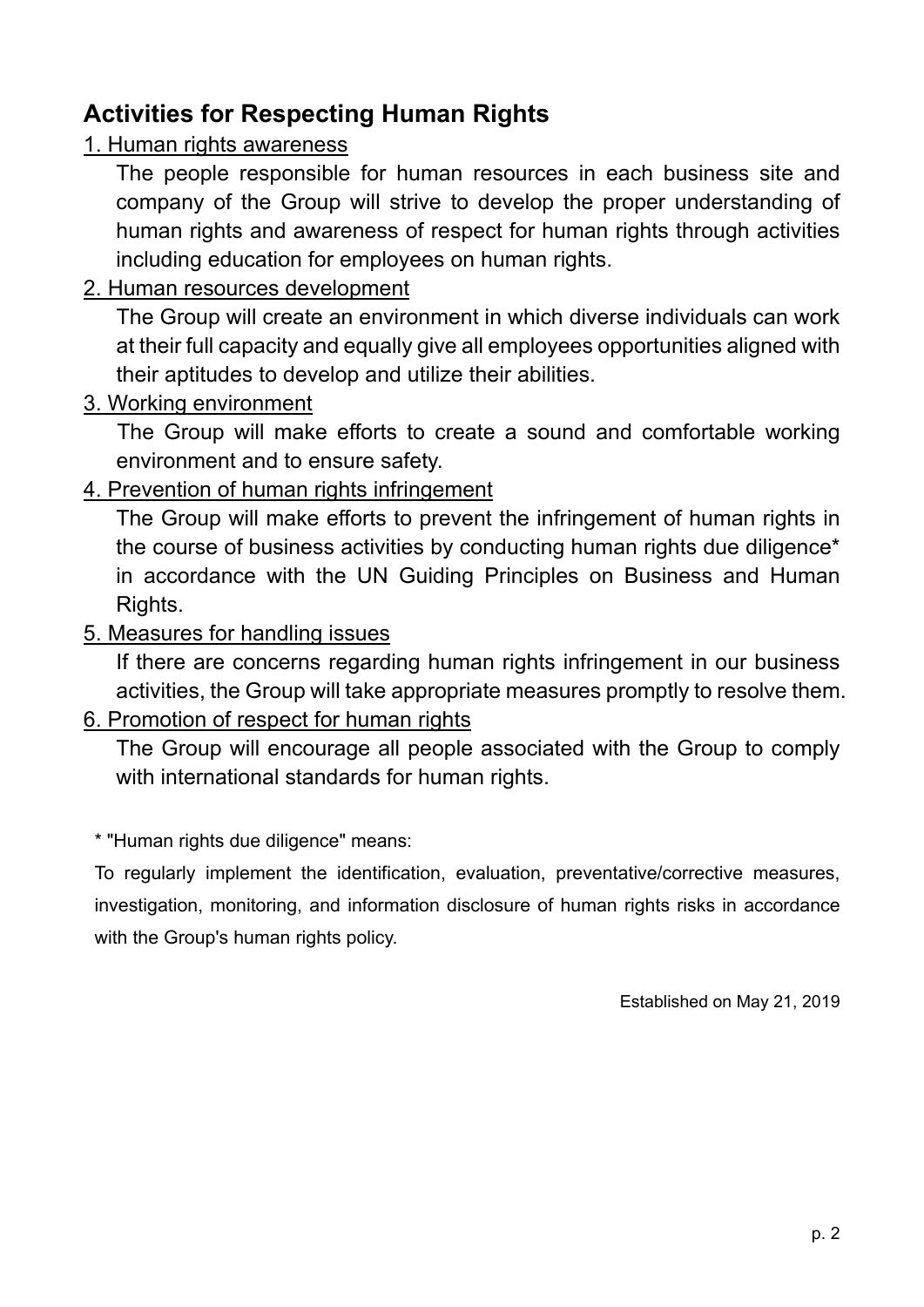## Activities for Respecting Human Rights

1. Human rights awareness

   The people responsible for human resources in each business site and company of the Group will strive to develop the proper understanding of human rights and awareness of respect for human rights through activities including education for employees on human rights.

2. Human resources development

   The Group will create an environment in which diverse individuals can work at their full capacity and equally give all employees opportunities aligned with their aptitudes to develop and utilize their abilities.

3. Working environment

   The Group will make efforts to create a sound and comfortable working environment and to ensure safety.

4. Prevention of human rights infringement

   The Group will make efforts to prevent the infringement of human rights in the course of business activities by conducting human rights due diligence* in accordance with the UN Guiding Principles on Business and Human Rights.

5. Measures for handling issues

   If there are concerns regarding human rights infringement in our business activities, the Group will take appropriate measures promptly to resolve them.

6. Promotion of respect for human rights

   The Group will encourage all people associated with the Group to comply with international standards for human rights.

* "Human rights due diligence" means:

To regularly implement the identification, evaluation, preventative/corrective measures, investigation, monitoring, and information disclosure of human rights risks in accordance with the Group's human rights policy.

Established on May 21, 2019